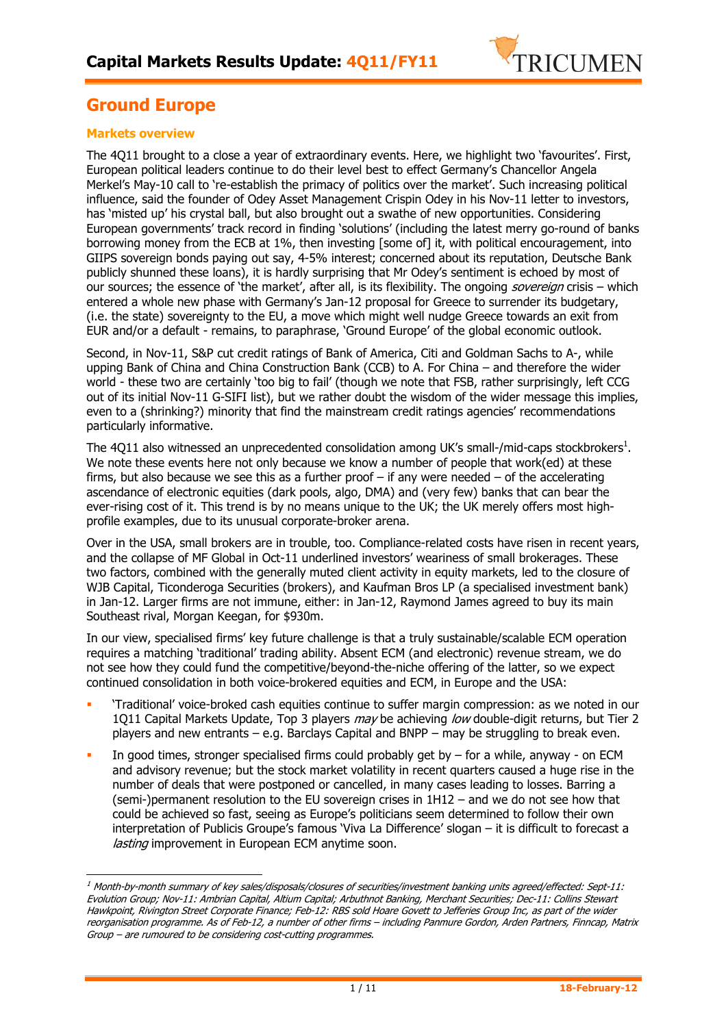# Capital Markets Results Update: 4Q11/FY11

## Ground Europe

### Markets overview

The 4Q11 brought to a close a year of extraordinary events. Here, we highlight two 'favourites'. First, European political leaders continue to do their level best to effect Germany's Chancellor Angela Merkel's May-10 call to 're-establish the primacy of politics over the market'. Such increasing political influence, said the founder of Odey Asset Management Crispin Odey in his Nov-11 letter to investors, has 'misted up' his crystal ball, but also brought out a swathe of new opportunities. Considering European governments' track record in finding 'solutions' (including the latest merry go-round of banks borrowing money from the ECB at 1%, then investing [some of] it, with political encouragement, into GIIPS sovereign bonds paying out say, 4-5% interest; concerned about its reputation, Deutsche Bank publicly shunned these loans), it is hardly surprising that Mr Odey's sentiment is echoed by most of our sources; the essence of 'the market', after all, is its flexibility. The ongoing *sovereign* crisis – which entered a whole new phase with Germany's Jan-12 proposal for Greece to surrender its budgetary, (i.e. the state) sovereignty to the EU, a move which might well nudge Greece towards an exit from EUR and/or a default - remains, to paraphrase, 'Ground Europe' of the global economic outlook.

Second, in Nov-11, S&P cut credit ratings of Bank of America, Citi and Goldman Sachs to A-, while upping Bank of China and China Construction Bank (CCB) to A. For China – and therefore the wider world - these two are certainly 'too big to fail' (though we note that FSB, rather surprisingly, left CCG out of its initial Nov-11 G-SIFI list), but we rather doubt the wisdom of the wider message this implies, even to a (shrinking?) minority that find the mainstream credit ratings agencies' recommendations particularly informative.

The 4Q11 also witnessed an unprecedented consolidation among UK's small-/mid-caps stockbrokers[1]. We note these events here not only because we know a number of people that work(ed) at these firms, but also because we see this as a further proof – if any were needed – of the accelerating ascendance of electronic equities (dark pools, algo, DMA) and (very few) banks that can bear the ever-rising cost of it. This trend is by no means unique to the UK; the UK merely offers most high-profile examples, due to its unusual corporate-broker arena.

Over in the USA, small brokers are in trouble, too. Compliance-related costs have risen in recent years, and the collapse of MF Global in Oct-11 underlined investors' weariness of small brokerages. These two factors, combined with the generally muted client activity in equity markets, led to the closure of WJB Capital, Ticonderoga Securities (brokers), and Kaufman Bros LP (a specialised investment bank) in Jan-12. Larger firms are not immune, either: in Jan-12, Raymond James agreed to buy its main Southeast rival, Morgan Keegan, for $930m.

In our view, specialised firms' key future challenge is that a truly sustainable/scalable ECM operation requires a matching 'traditional' trading ability. Absent ECM (and electronic) revenue stream, we do not see how they could fund the competitive/beyond-the-niche offering of the latter, so we expect continued consolidation in both voice-brokered equities and ECM, in Europe and the USA:

- 'Traditional' voice-broked cash equities continue to suffer margin compression: as we noted in our 1Q11 Capital Markets Update, Top 3 players *may* be achieving *low* double-digit returns, but Tier 2 players and new entrants – e.g. Barclays Capital and BNPP – may be struggling to break even.
- In good times, stronger specialised firms could probably get by – for a while, anyway - on ECM and advisory revenue; but the stock market volatility in recent quarters caused a huge rise in the number of deals that were postponed or cancelled, in many cases leading to losses. Barring a (semi-)permanent resolution to the EU sovereign crises in 1H12 – and we do not see how that could be achieved so fast, seeing as Europe's politicians seem determined to follow their own interpretation of Publicis Groupe's famous 'Viva La Difference' slogan – it is difficult to forecast a *lasting* improvement in European ECM anytime soon.

---

[1] *Month-by-month summary of key sales/disposals/closures of securities/investment banking units agreed/effected: Sept-11: Evolution Group; Nov-11: Ambrian Capital, Altium Capital; Arbuthnot Banking, Merchant Securities; Dec-11: Collins Stewart Hawkpoint, Rivington Street Corporate Finance; Feb-12: RBS sold Hoare Govett to Jefferies Group Inc, as part of the wider reorganisation programme. As of Feb-12, a number of other firms – including Panmure Gordon, Arden Partners, Finncap, Matrix Group – are rumoured to be considering cost-cutting programmes.*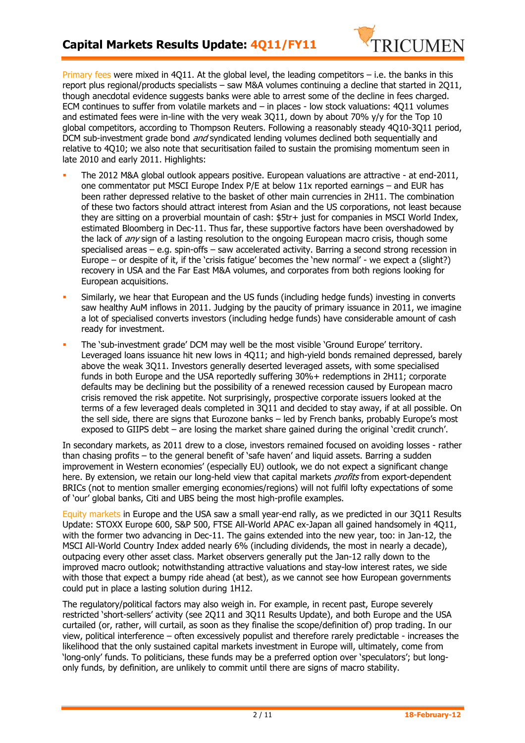Primary fees were mixed in 4Q11. At the global level, the leading competitors – i.e. the banks in this report plus regional/products specialists – saw M&A volumes continuing a decline that started in 2Q11, though anecdotal evidence suggests banks were able to arrest some of the decline in fees charged. ECM continues to suffer from volatile markets and – in places - low stock valuations: 4Q11 volumes and estimated fees were in-line with the very weak 3Q11, down by about 70% y/y for the Top 10 global competitors, according to Thompson Reuters. Following a reasonably steady 4Q10-3Q11 period, DCM sub-investment grade bond *and* syndicated lending volumes declined both sequentially and relative to 4Q10; we also note that securitisation failed to sustain the promising momentum seen in late 2010 and early 2011. Highlights:

- The 2012 M&A global outlook appears positive. European valuations are attractive - at end-2011, one commentator put MSCI Europe Index P/E at below 11x reported earnings – and EUR has been rather depressed relative to the basket of other main currencies in 2H11. The combination of these two factors should attract interest from Asian and the US corporations, not least because they are sitting on a proverbial mountain of cash: $5tr+ just for companies in MSCI World Index, estimated Bloomberg in Dec-11. Thus far, these supportive factors have been overshadowed by the lack of *any* sign of a lasting resolution to the ongoing European macro crisis, though some specialised areas – e.g. spin-offs – saw accelerated activity. Barring a second strong recession in Europe – or despite of it, if the 'crisis fatigue' becomes the 'new normal' - we expect a (slight?) recovery in USA and the Far East M&A volumes, and corporates from both regions looking for European acquisitions.
- Similarly, we hear that European and the US funds (including hedge funds) investing in converts saw healthy AuM inflows in 2011. Judging by the paucity of primary issuance in 2011, we imagine a lot of specialised converts investors (including hedge funds) have considerable amount of cash ready for investment.
- The 'sub-investment grade' DCM may well be the most visible 'Ground Europe' territory. Leveraged loans issuance hit new lows in 4Q11; and high-yield bonds remained depressed, barely above the weak 3Q11. Investors generally deserted leveraged assets, with some specialised funds in both Europe and the USA reportedly suffering 30%+ redemptions in 2H11; corporate defaults may be declining but the possibility of a renewed recession caused by European macro crisis removed the risk appetite. Not surprisingly, prospective corporate issuers looked at the terms of a few leveraged deals completed in 3Q11 and decided to stay away, if at all possible. On the sell side, there are signs that Eurozone banks – led by French banks, probably Europe's most exposed to GIIPS debt – are losing the market share gained during the original 'credit crunch'.

In secondary markets, as 2011 drew to a close, investors remained focused on avoiding losses - rather than chasing profits – to the general benefit of 'safe haven' and liquid assets. Barring a sudden improvement in Western economies' (especially EU) outlook, we do not expect a significant change here. By extension, we retain our long-held view that capital markets *profits* from export-dependent BRICs (not to mention smaller emerging economies/regions) will not fulfil lofty expectations of some of 'our' global banks, Citi and UBS being the most high-profile examples.

Equity markets in Europe and the USA saw a small year-end rally, as we predicted in our 3Q11 Results Update: STOXX Europe 600, S&P 500, FTSE All-World APAC ex-Japan all gained handsomely in 4Q11, with the former two advancing in Dec-11. The gains extended into the new year, too: in Jan-12, the MSCI All-World Country Index added nearly 6% (including dividends, the most in nearly a decade), outpacing every other asset class. Market observers generally put the Jan-12 rally down to the improved macro outlook; notwithstanding attractive valuations and stay-low interest rates, we side with those that expect a bumpy ride ahead (at best), as we cannot see how European governments could put in place a lasting solution during 1H12.

The regulatory/political factors may also weigh in. For example, in recent past, Europe severely restricted 'short-sellers' activity (see 2Q11 and 3Q11 Results Update), and both Europe and the USA curtailed (or, rather, will curtail, as soon as they finalise the scope/definition of) prop trading. In our view, political interference – often excessively populist and therefore rarely predictable - increases the likelihood that the only sustained capital markets investment in Europe will, ultimately, come from 'long-only' funds. To politicians, these funds may be a preferred option over 'speculators'; but long-only funds, by definition, are unlikely to commit until there are signs of macro stability.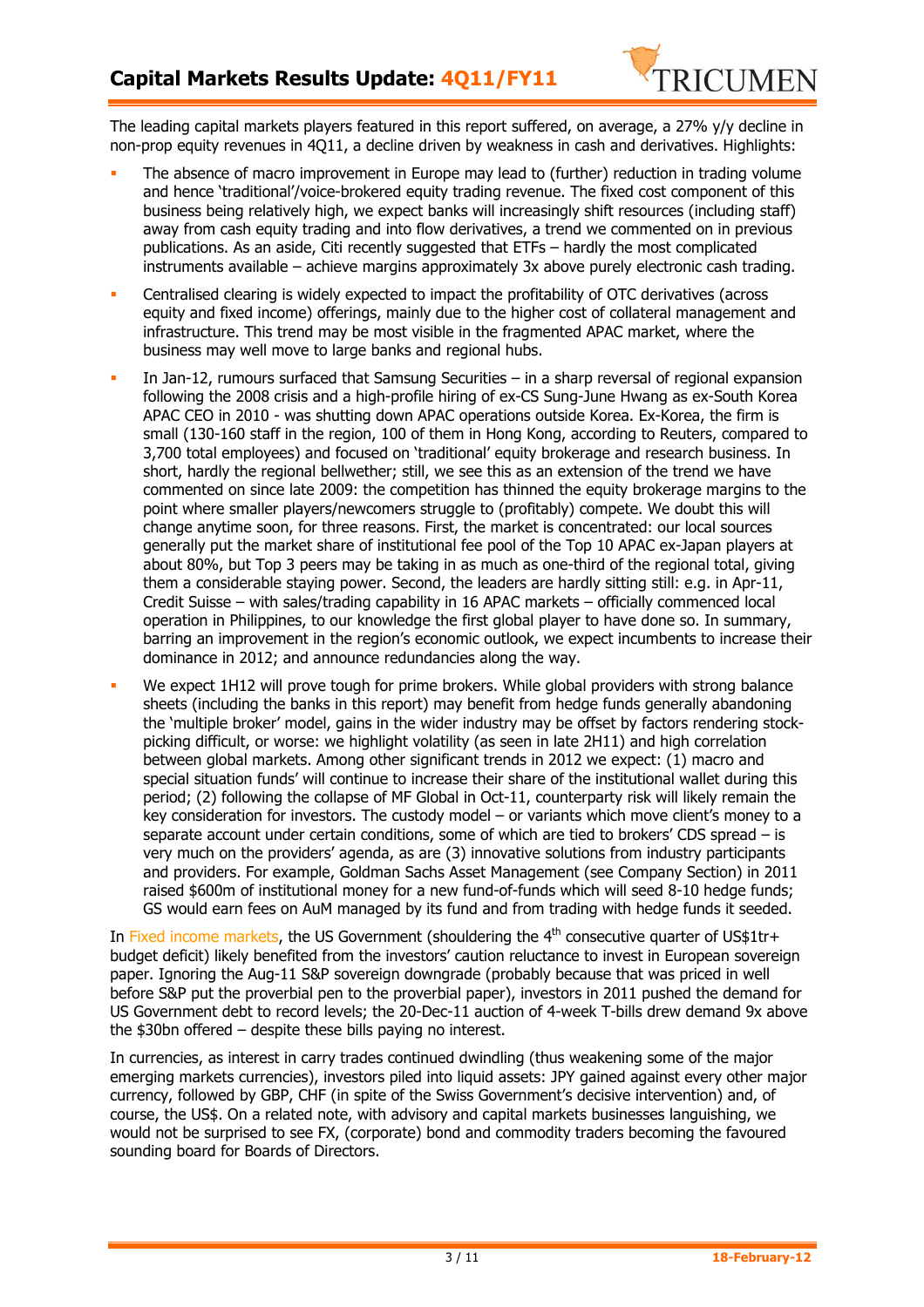The leading capital markets players featured in this report suffered, on average, a 27% y/y decline in non-prop equity revenues in 4Q11, a decline driven by weakness in cash and derivatives. Highlights:

- The absence of macro improvement in Europe may lead to (further) reduction in trading volume and hence 'traditional'/voice-brokered equity trading revenue. The fixed cost component of this business being relatively high, we expect banks will increasingly shift resources (including staff) away from cash equity trading and into flow derivatives, a trend we commented on in previous publications. As an aside, Citi recently suggested that ETFs – hardly the most complicated instruments available – achieve margins approximately 3x above purely electronic cash trading.
- Centralised clearing is widely expected to impact the profitability of OTC derivatives (across equity and fixed income) offerings, mainly due to the higher cost of collateral management and infrastructure. This trend may be most visible in the fragmented APAC market, where the business may well move to large banks and regional hubs.
- In Jan-12, rumours surfaced that Samsung Securities – in a sharp reversal of regional expansion following the 2008 crisis and a high-profile hiring of ex-CS Sung-June Hwang as ex-South Korea APAC CEO in 2010 - was shutting down APAC operations outside Korea. Ex-Korea, the firm is small (130-160 staff in the region, 100 of them in Hong Kong, according to Reuters, compared to 3,700 total employees) and focused on 'traditional' equity brokerage and research business. In short, hardly the regional bellwether; still, we see this as an extension of the trend we have commented on since late 2009: the competition has thinned the equity brokerage margins to the point where smaller players/newcomers struggle to (profitably) compete. We doubt this will change anytime soon, for three reasons. First, the market is concentrated: our local sources generally put the market share of institutional fee pool of the Top 10 APAC ex-Japan players at about 80%, but Top 3 peers may be taking in as much as one-third of the regional total, giving them a considerable staying power. Second, the leaders are hardly sitting still: e.g. in Apr-11, Credit Suisse – with sales/trading capability in 16 APAC markets – officially commenced local operation in Philippines, to our knowledge the first global player to have done so. In summary, barring an improvement in the region's economic outlook, we expect incumbents to increase their dominance in 2012; and announce redundancies along the way.
- We expect 1H12 will prove tough for prime brokers. While global providers with strong balance sheets (including the banks in this report) may benefit from hedge funds generally abandoning the 'multiple broker' model, gains in the wider industry may be offset by factors rendering stock-picking difficult, or worse: we highlight volatility (as seen in late 2H11) and high correlation between global markets. Among other significant trends in 2012 we expect: (1) macro and special situation funds' will continue to increase their share of the institutional wallet during this period; (2) following the collapse of MF Global in Oct-11, counterparty risk will likely remain the key consideration for investors. The custody model – or variants which move client's money to a separate account under certain conditions, some of which are tied to brokers' CDS spread – is very much on the providers' agenda, as are (3) innovative solutions from industry participants and providers. For example, Goldman Sachs Asset Management (see Company Section) in 2011 raised $600m of institutional money for a new fund-of-funds which will seed 8-10 hedge funds; GS would earn fees on AuM managed by its fund and from trading with hedge funds it seeded.

In Fixed income markets, the US Government (shouldering the 4th consecutive quarter of US$1tr+ budget deficit) likely benefited from the investors' caution reluctance to invest in European sovereign paper. Ignoring the Aug-11 S&P sovereign downgrade (probably because that was priced in well before S&P put the proverbial pen to the proverbial paper), investors in 2011 pushed the demand for US Government debt to record levels; the 20-Dec-11 auction of 4-week T-bills drew demand 9x above the $30bn offered – despite these bills paying no interest.

In currencies, as interest in carry trades continued dwindling (thus weakening some of the major emerging markets currencies), investors piled into liquid assets: JPY gained against every other major currency, followed by GBP, CHF (in spite of the Swiss Government's decisive intervention) and, of course, the US$. On a related note, with advisory and capital markets businesses languishing, we would not be surprised to see FX, (corporate) bond and commodity traders becoming the favoured sounding board for Boards of Directors.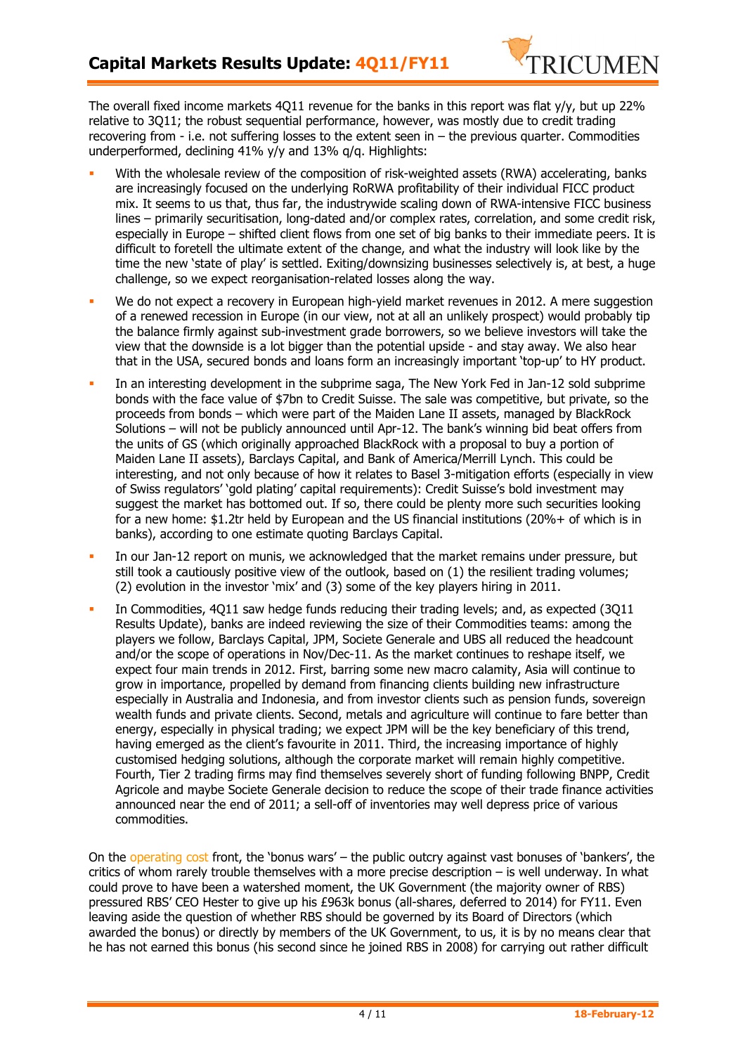The overall fixed income markets 4Q11 revenue for the banks in this report was flat y/y, but up 22% relative to 3Q11; the robust sequential performance, however, was mostly due to credit trading recovering from - i.e. not suffering losses to the extent seen in – the previous quarter. Commodities underperformed, declining 41% y/y and 13% q/q. Highlights:

- With the wholesale review of the composition of risk-weighted assets (RWA) accelerating, banks are increasingly focused on the underlying RoRWA profitability of their individual FICC product mix. It seems to us that, thus far, the industrywide scaling down of RWA-intensive FICC business lines – primarily securitisation, long-dated and/or complex rates, correlation, and some credit risk, especially in Europe – shifted client flows from one set of big banks to their immediate peers. It is difficult to foretell the ultimate extent of the change, and what the industry will look like by the time the new 'state of play' is settled. Exiting/downsizing businesses selectively is, at best, a huge challenge, so we expect reorganisation-related losses along the way.
- We do not expect a recovery in European high-yield market revenues in 2012. A mere suggestion of a renewed recession in Europe (in our view, not at all an unlikely prospect) would probably tip the balance firmly against sub-investment grade borrowers, so we believe investors will take the view that the downside is a lot bigger than the potential upside - and stay away. We also hear that in the USA, secured bonds and loans form an increasingly important 'top-up' to HY product.
- In an interesting development in the subprime saga, The New York Fed in Jan-12 sold subprime bonds with the face value of $7bn to Credit Suisse. The sale was competitive, but private, so the proceeds from bonds – which were part of the Maiden Lane II assets, managed by BlackRock Solutions – will not be publicly announced until Apr-12. The bank's winning bid beat offers from the units of GS (which originally approached BlackRock with a proposal to buy a portion of Maiden Lane II assets), Barclays Capital, and Bank of America/Merrill Lynch. This could be interesting, and not only because of how it relates to Basel 3-mitigation efforts (especially in view of Swiss regulators' 'gold plating' capital requirements): Credit Suisse's bold investment may suggest the market has bottomed out. If so, there could be plenty more such securities looking for a new home: $1.2tr held by European and the US financial institutions (20%+ of which is in banks), according to one estimate quoting Barclays Capital.
- In our Jan-12 report on munis, we acknowledged that the market remains under pressure, but still took a cautiously positive view of the outlook, based on (1) the resilient trading volumes; (2) evolution in the investor 'mix' and (3) some of the key players hiring in 2011.
- In Commodities, 4Q11 saw hedge funds reducing their trading levels; and, as expected (3Q11 Results Update), banks are indeed reviewing the size of their Commodities teams: among the players we follow, Barclays Capital, JPM, Societe Generale and UBS all reduced the headcount and/or the scope of operations in Nov/Dec-11. As the market continues to reshape itself, we expect four main trends in 2012. First, barring some new macro calamity, Asia will continue to grow in importance, propelled by demand from financing clients building new infrastructure especially in Australia and Indonesia, and from investor clients such as pension funds, sovereign wealth funds and private clients. Second, metals and agriculture will continue to fare better than energy, especially in physical trading; we expect JPM will be the key beneficiary of this trend, having emerged as the client's favourite in 2011. Third, the increasing importance of highly customised hedging solutions, although the corporate market will remain highly competitive. Fourth, Tier 2 trading firms may find themselves severely short of funding following BNPP, Credit Agricole and maybe Societe Generale decision to reduce the scope of their trade finance activities announced near the end of 2011; a sell-off of inventories may well depress price of various commodities.

On the operating cost front, the 'bonus wars' – the public outcry against vast bonuses of 'bankers', the critics of whom rarely trouble themselves with a more precise description – is well underway. In what could prove to have been a watershed moment, the UK Government (the majority owner of RBS) pressured RBS' CEO Hester to give up his £963k bonus (all-shares, deferred to 2014) for FY11. Even leaving aside the question of whether RBS should be governed by its Board of Directors (which awarded the bonus) or directly by members of the UK Government, to us, it is by no means clear that he has not earned this bonus (his second since he joined RBS in 2008) for carrying out rather difficult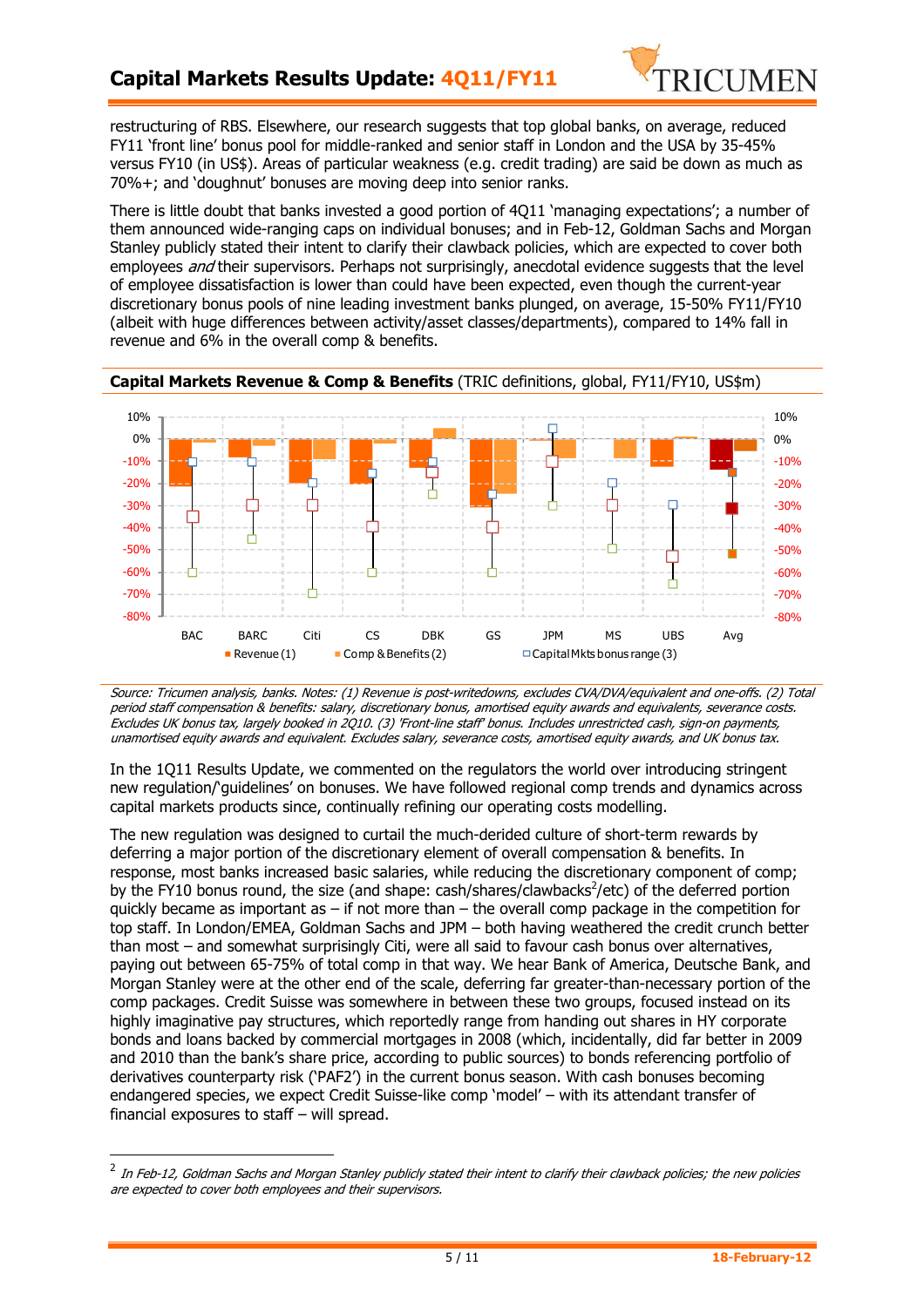restructuring of RBS. Elsewhere, our research suggests that top global banks, on average, reduced FY11 'front line' bonus pool for middle-ranked and senior staff in London and the USA by 35-45% versus FY10 (in US$). Areas of particular weakness (e.g. credit trading) are said be down as much as 70%+; and 'doughnut' bonuses are moving deep into senior ranks.

There is little doubt that banks invested a good portion of 4Q11 'managing expectations'; a number of them announced wide-ranging caps on individual bonuses; and in Feb-12, Goldman Sachs and Morgan Stanley publicly stated their intent to clarify their clawback policies, which are expected to cover both employees *and* their supervisors. Perhaps not surprisingly, anecdotal evidence suggests that the level of employee dissatisfaction is lower than could have been expected, even though the current-year discretionary bonus pools of nine leading investment banks plunged, on average, 15-50% FY11/FY10 (albeit with huge differences between activity/asset classes/departments), compared to 14% fall in revenue and 6% in the overall comp & benefits.

**Capital Markets Revenue & Comp & Benefits** (TRIC definitions, global, FY11/FY10, US$m)

*Source: Tricumen analysis, banks. Notes: (1) Revenue is post-writedowns, excludes CVA/DVA/equivalent and one-offs. (2) Total period staff compensation & benefits: salary, discretionary bonus, amortised equity awards and equivalents, severance costs. Excludes UK bonus tax, largely booked in 2Q10. (3) 'Front-line staff' bonus. Includes unrestricted cash, sign-on payments, unamortised equity awards and equivalent. Excludes salary, severance costs, amortised equity awards, and UK bonus tax.*

In the 1Q11 Results Update, we commented on the regulators the world over introducing stringent new regulation/'guidelines' on bonuses. We have followed regional comp trends and dynamics across capital markets products since, continually refining our operating costs modelling.

The new regulation was designed to curtail the much-derided culture of short-term rewards by deferring a major portion of the discretionary element of overall compensation & benefits. In response, most banks increased basic salaries, while reducing the discretionary component of comp; by the FY10 bonus round, the size (and shape: cash/shares/clawbacks[2]/etc) of the deferred portion quickly became as important as – if not more than – the overall comp package in the competition for top staff. In London/EMEA, Goldman Sachs and JPM – both having weathered the credit crunch better than most – and somewhat surprisingly Citi, were all said to favour cash bonus over alternatives, paying out between 65-75% of total comp in that way. We hear Bank of America, Deutsche Bank, and Morgan Stanley were at the other end of the scale, deferring far greater-than-necessary portion of the comp packages. Credit Suisse was somewhere in between these two groups, focused instead on its highly imaginative pay structures, which reportedly range from handing out shares in HY corporate bonds and loans backed by commercial mortgages in 2008 (which, incidentally, did far better in 2009 and 2010 than the bank's share price, according to public sources) to bonds referencing portfolio of derivatives counterparty risk ('PAF2') in the current bonus season. With cash bonuses becoming endangered species, we expect Credit Suisse-like comp 'model' – with its attendant transfer of financial exposures to staff – will spread.

---

[2] *In Feb-12, Goldman Sachs and Morgan Stanley publicly stated their intent to clarify their clawback policies; the new policies are expected to cover both employees and their supervisors.*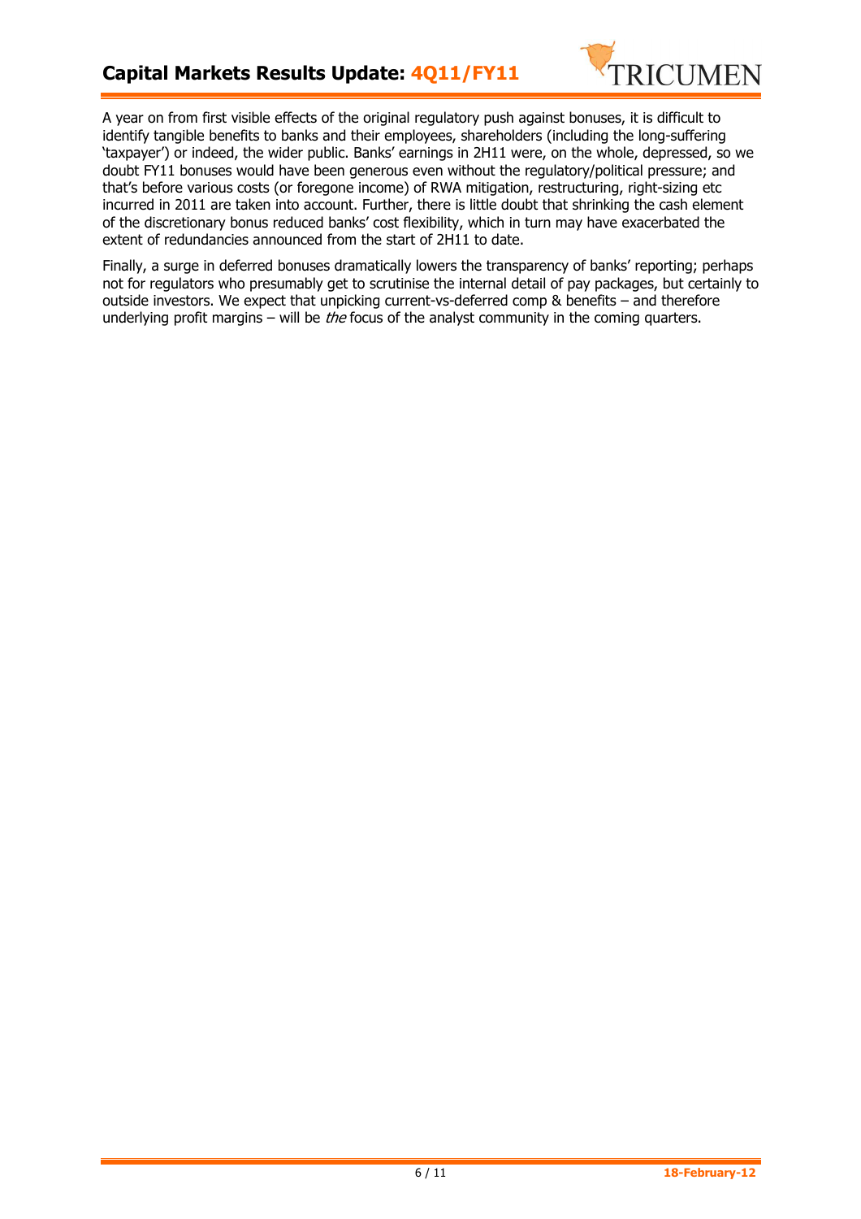A year on from first visible effects of the original regulatory push against bonuses, it is difficult to identify tangible benefits to banks and their employees, shareholders (including the long-suffering 'taxpayer') or indeed, the wider public. Banks' earnings in 2H11 were, on the whole, depressed, so we doubt FY11 bonuses would have been generous even without the regulatory/political pressure; and that's before various costs (or foregone income) of RWA mitigation, restructuring, right-sizing etc incurred in 2011 are taken into account. Further, there is little doubt that shrinking the cash element of the discretionary bonus reduced banks' cost flexibility, which in turn may have exacerbated the extent of redundancies announced from the start of 2H11 to date.

Finally, a surge in deferred bonuses dramatically lowers the transparency of banks' reporting; perhaps not for regulators who presumably get to scrutinise the internal detail of pay packages, but certainly to outside investors. We expect that unpicking current-vs-deferred comp & benefits – and therefore underlying profit margins – will be *the* focus of the analyst community in the coming quarters.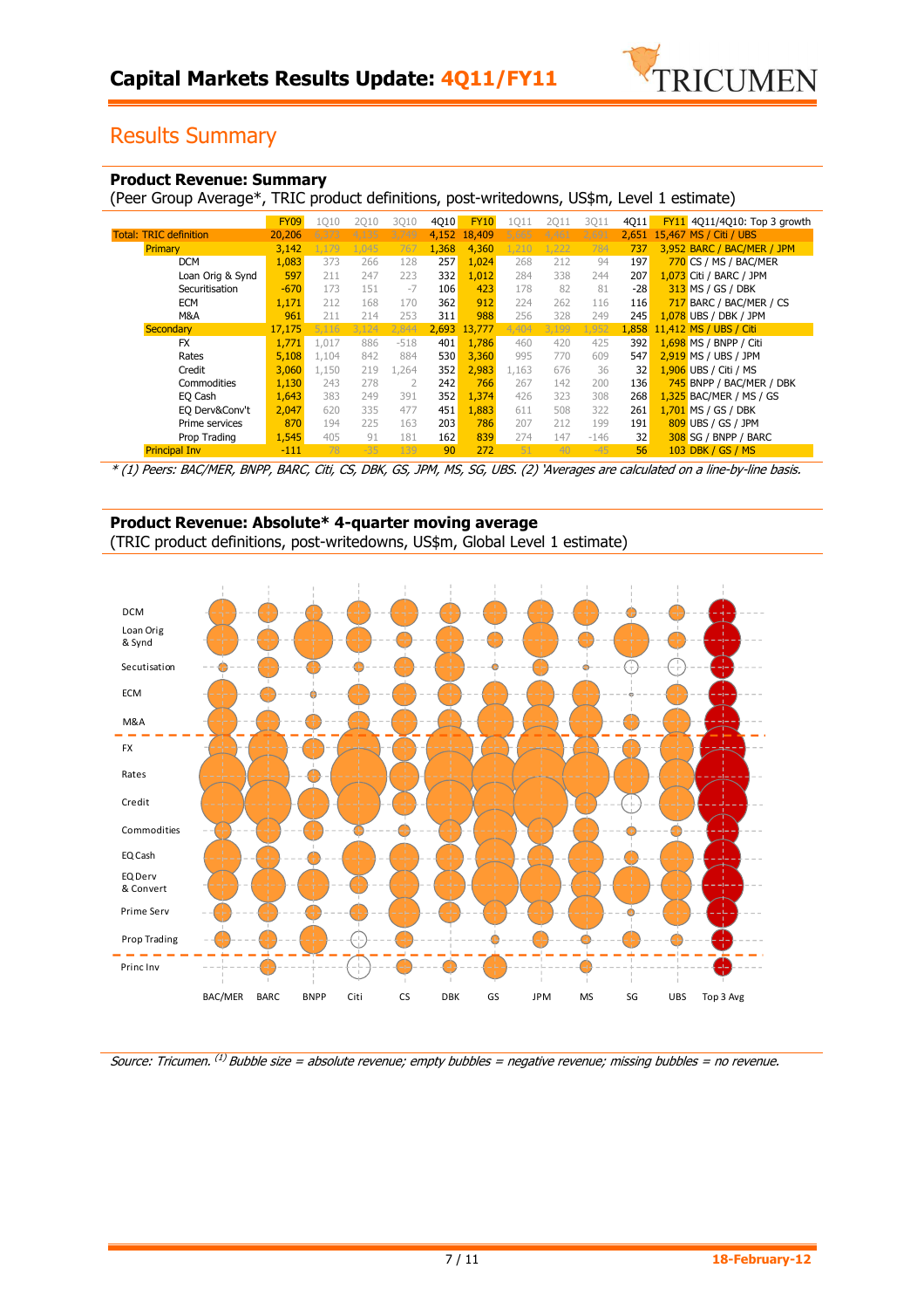# Capital Markets Results Update: 4Q11/FY11

## Results Summary

### Product Revenue: Summary

(Peer Group Average*, TRIC product definitions, post-writedowns, US$m, Level 1 estimate)

| | FY09 | 1Q10 | 2Q10 | 3Q10 | 4Q10 | FY10 | 1Q11 | 2Q11 | 3Q11 | 4Q11 | FY11 | 4Q11/4Q10: Top 3 growth |
|---|---|---|---|---|---|---|---|---|---|---|---|---|
| Total: TRIC definition | 20,206 | 6,373 | 4,135 | 3,749 | 4,152 | 18,409 | 5,665 | 4,461 | 2,691 | 2,651 | 15,467 | MS / Citi / UBS |
| Primary | 3,142 | 1,179 | 1,045 | 767 | 1,368 | 4,360 | 1,210 | 1,222 | 784 | 737 | 3,952 | BARC / BAC/MER / JPM |
| DCM | 1,083 | 373 | 266 | 128 | 257 | 1,024 | 268 | 212 | 94 | 197 | 770 | CS / MS / BAC/MER |
| Loan Orig & Synd | 597 | 211 | 247 | 223 | 332 | 1,012 | 284 | 338 | 244 | 207 | 1,073 | Citi / BARC / JPM |
| Securitisation | -670 | 173 | 151 | -7 | 106 | 423 | 178 | 82 | 81 | -28 | 313 | MS / GS / DBK |
| ECM | 1,171 | 212 | 168 | 170 | 362 | 912 | 224 | 262 | 116 | 116 | 717 | BARC / BAC/MER / CS |
| M&A | 961 | 211 | 214 | 253 | 311 | 988 | 256 | 328 | 249 | 245 | 1,078 | UBS / DBK / JPM |
| Secondary | 17,175 | 5,116 | 3,124 | 2,844 | 2,693 | 13,777 | 4,404 | 3,199 | 1,952 | 1,858 | 11,412 | MS / UBS / Citi |
| FX | 1,771 | 1,017 | 886 | -518 | 401 | 1,786 | 460 | 420 | 425 | 392 | 1,698 | MS / BNPP / Citi |
| Rates | 5,108 | 1,104 | 842 | 884 | 530 | 3,360 | 995 | 770 | 609 | 547 | 2,919 | MS / UBS / JPM |
| Credit | 3,060 | 1,150 | 219 | 1,264 | 352 | 2,983 | 1,163 | 676 | 36 | 32 | 1,906 | UBS / Citi / MS |
| Commodities | 1,130 | 243 | 278 | 2 | 242 | 766 | 267 | 142 | 200 | 136 | 745 | BNPP / BAC/MER / DBK |
| EQ Cash | 1,643 | 383 | 249 | 391 | 352 | 1,374 | 426 | 323 | 308 | 268 | 1,325 | BAC/MER / MS / GS |
| EQ Derv&Conv't | 2,047 | 620 | 335 | 477 | 451 | 1,883 | 611 | 508 | 322 | 261 | 1,701 | MS / GS / DBK |
| Prime services | 870 | 194 | 225 | 163 | 203 | 786 | 207 | 212 | 199 | 191 | 809 | UBS / GS / JPM |
| Prop Trading | 1,545 | 405 | 91 | 181 | 162 | 839 | 274 | 147 | -146 | 32 | 308 | SG / BNPP / BARC |
| Principal Inv | -111 | 78 | -35 | 139 | 90 | 272 | 51 | 40 | -45 | 56 | 103 | DBK / GS / MS |

*\* (1) Peers: BAC/MER, BNPP, BARC, Citi, CS, DBK, GS, JPM, MS, SG, UBS. (2) 'Averages are calculated on a line-by-line basis.*

### Product Revenue: Absolute* 4-quarter moving average

(TRIC product definitions, post-writedowns, US$m, Global Level 1 estimate)

*Source: Tricumen. (1) Bubble size = absolute revenue; empty bubbles = negative revenue; missing bubbles = no revenue.*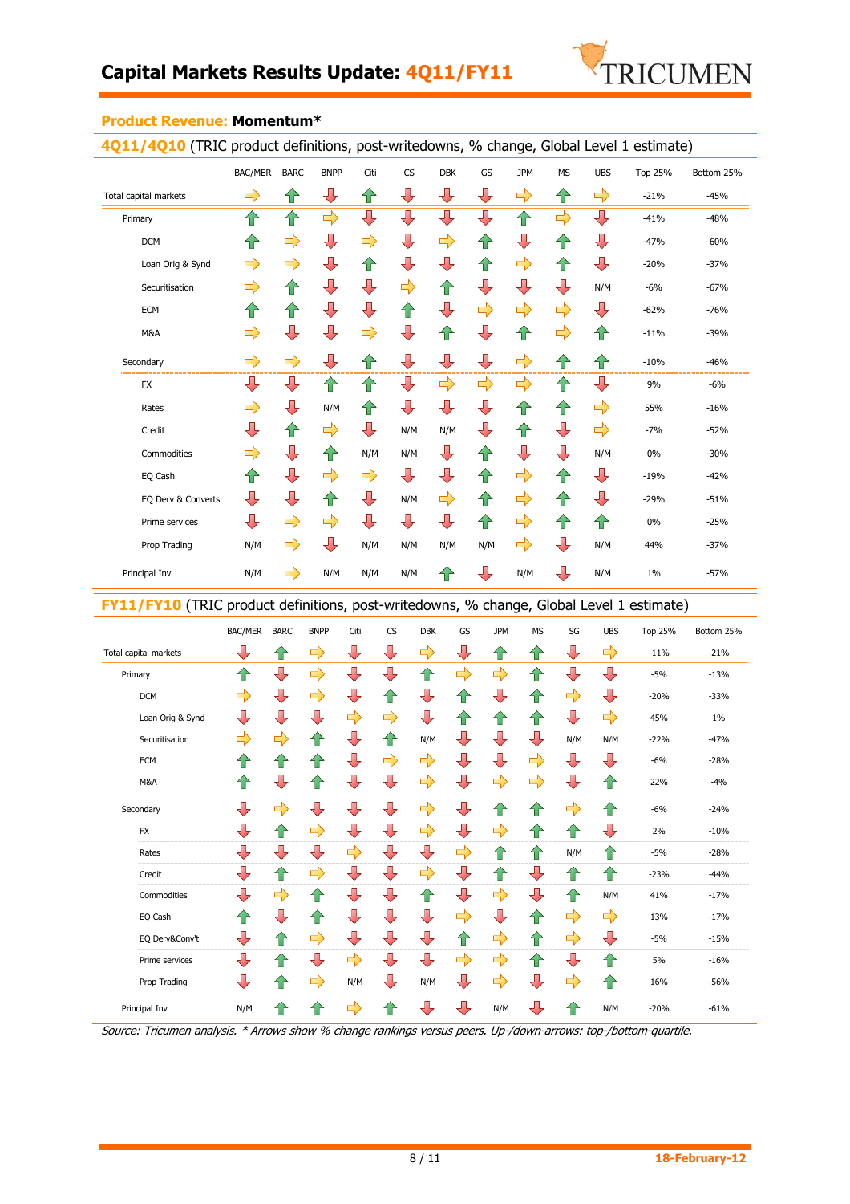## Product Revenue: Momentum*

### 4Q11/4Q10 (TRIC product definitions, post-writedowns, % change, Global Level 1 estimate)

| | BAC/MER | BARC | BNPP | Citi | CS | DBK | GS | JPM | MS | UBS | Top 25% | Bottom 25% |
|---|---|---|---|---|---|---|---|---|---|---|---|---|
| Total capital markets | → | ↑ | ↓ | ↑ | ↓ | ↓ | ↓ | → | ↑ | → | -21% | -45% |
| Primary | ↑ | ↑ | → | ↓ | ↓ | ↓ | ↓ | ↑ | → | ↓ | -41% | -48% |
| DCM | ↑ | → | ↓ | → | ↓ | → | ↑ | ↓ | ↑ | ↓ | -47% | -60% |
| Loan Orig & Synd | → | → | ↓ | ↑ | ↓ | ↓ | ↑ | → | ↑ | ↓ | -20% | -37% |
| Securitisation | → | ↑ | ↓ | ↓ | → | ↑ | ↓ | ↓ | ↓ | N/M | -6% | -67% |
| ECM | ↑ | ↑ | ↓ | ↓ | ↑ | ↓ | → | → | → | ↓ | -62% | -76% |
| M&A | → | ↓ | ↓ | → | ↓ | ↑ | ↓ | ↑ | → | ↑ | -11% | -39% |
| Secondary | → | → | ↓ | ↑ | ↓ | ↓ | ↓ | → | ↑ | ↑ | -10% | -46% |
| FX | ↓ | ↓ | ↑ | ↑ | ↓ | → | → | → | ↑ | ↓ | 9% | -6% |
| Rates | → | ↓ | N/M | ↑ | ↓ | ↓ | ↓ | ↑ | ↑ | → | 55% | -16% |
| Credit | ↓ | ↑ | → | ↓ | N/M | N/M | ↓ | ↑ | ↓ | → | -7% | -52% |
| Commodities | → | ↓ | ↑ | N/M | N/M | ↓ | ↑ | ↓ | ↓ | N/M | 0% | -30% |
| EQ Cash | ↑ | ↓ | → | → | ↓ | ↓ | ↑ | → | ↑ | ↓ | -19% | -42% |
| EQ Derv & Converts | ↓ | ↓ | ↑ | ↓ | N/M | → | ↑ | → | ↑ | ↓ | -29% | -51% |
| Prime services | ↓ | → | → | ↓ | ↓ | ↓ | ↑ | → | ↑ | ↑ | 0% | -25% |
| Prop Trading | N/M | → | ↓ | N/M | N/M | N/M | N/M | → | ↓ | N/M | 44% | -37% |
| Principal Inv | N/M | → | N/M | N/M | N/M | ↑ | ↓ | N/M | ↓ | N/M | 1% | -57% |

### FY11/FY10 (TRIC product definitions, post-writedowns, % change, Global Level 1 estimate)

| | BAC/MER | BARC | BNPP | Citi | CS | DBK | GS | JPM | MS | SG | UBS | Top 25% | Bottom 25% |
|---|---|---|---|---|---|---|---|---|---|---|---|---|---|
| Total capital markets | ↓ | ↑ | → | ↓ | ↓ | → | ↓ | ↑ | ↑ | ↓ | → | -11% | -21% |
| Primary | ↑ | ↓ | → | ↓ | ↓ | ↑ | → | → | ↑ | ↓ | ↓ | -5% | -13% |
| DCM | → | ↓ | → | ↓ | ↑ | ↓ | ↑ | ↓ | ↑ | → | ↓ | -20% | -33% |
| Loan Orig & Synd | ↓ | ↓ | ↓ | → | → | ↓ | ↑ | ↑ | ↑ | ↓ | → | 45% | 1% |
| Securitisation | → | → | ↑ | ↓ | ↑ | N/M | ↓ | ↓ | ↓ | N/M | N/M | -22% | -47% |
| ECM | ↑ | ↑ | ↑ | ↓ | → | → | ↓ | ↓ | → | ↓ | ↓ | -6% | -28% |
| M&A | ↑ | ↓ | ↑ | ↓ | ↓ | → | ↓ | → | → | ↓ | ↑ | 22% | -4% |
| Secondary | ↓ | → | ↓ | ↓ | ↓ | → | ↓ | ↑ | ↑ | → | ↑ | -6% | -24% |
| FX | ↓ | ↑ | → | ↓ | ↓ | → | ↓ | → | ↑ | ↑ | ↓ | 2% | -10% |
| Rates | ↓ | ↓ | ↓ | → | ↓ | ↓ | → | ↑ | ↑ | N/M | ↑ | -5% | -28% |
| Credit | ↓ | ↑ | → | ↓ | ↓ | → | ↓ | ↑ | ↓ | ↑ | ↑ | -23% | -44% |
| Commodities | ↓ | → | ↑ | ↓ | ↓ | ↑ | ↓ | → | ↓ | ↑ | N/M | 41% | -17% |
| EQ Cash | ↑ | ↓ | ↑ | ↓ | ↓ | ↓ | → | ↓ | ↑ | → | → | 13% | -17% |
| EQ Derv&Conv't | ↓ | ↑ | → | ↓ | ↓ | ↓ | ↑ | → | ↑ | → | ↓ | -5% | -15% |
| Prime services | ↓ | ↑ | ↓ | → | ↓ | ↓ | → | → | ↑ | ↓ | ↑ | 5% | -16% |
| Prop Trading | ↓ | ↑ | → | N/M | ↓ | N/M | ↓ | → | ↓ | → | ↑ | 16% | -56% |
| Principal Inv | N/M | ↑ | ↑ | → | ↑ | ↓ | ↓ | N/M | ↓ | ↑ | N/M | -20% | -61% |

*Source: Tricumen analysis. * Arrows show % change rankings versus peers. Up-/down-arrows: top-/bottom-quartile.*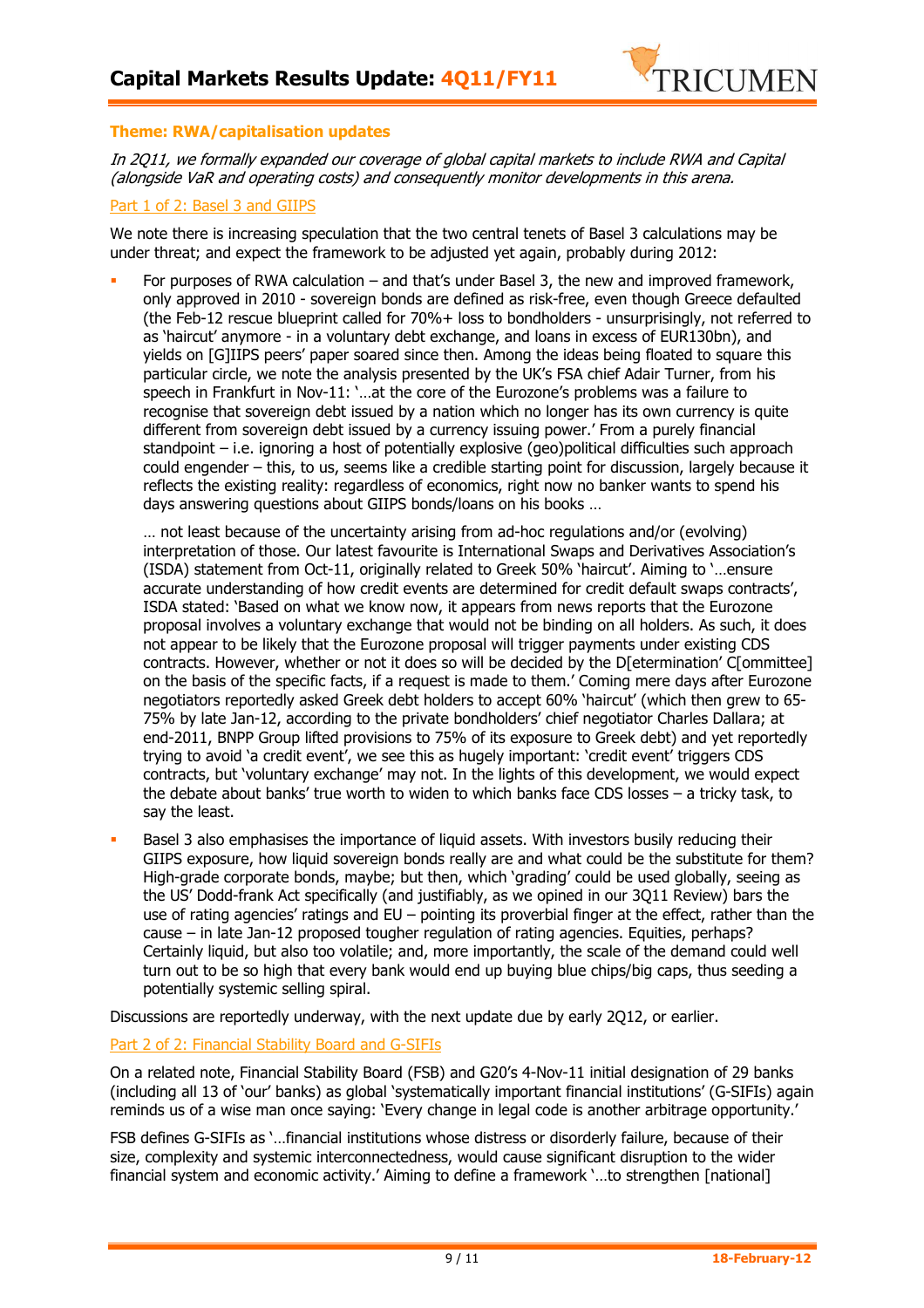**Theme: RWA/capitalisation updates**

*In 2Q11, we formally expanded our coverage of global capital markets to include RWA and Capital (alongside VaR and operating costs) and consequently monitor developments in this arena.*

Part 1 of 2: Basel 3 and GIIPS

We note there is increasing speculation that the two central tenets of Basel 3 calculations may be under threat; and expect the framework to be adjusted yet again, probably during 2012:

- For purposes of RWA calculation – and that's under Basel 3, the new and improved framework, only approved in 2010 - sovereign bonds are defined as risk-free, even though Greece defaulted (the Feb-12 rescue blueprint called for 70%+ loss to bondholders - unsurprisingly, not referred to as 'haircut' anymore - in a voluntary debt exchange, and loans in excess of EUR130bn), and yields on [G]IIPS peers' paper soared since then. Among the ideas being floated to square this particular circle, we note the analysis presented by the UK's FSA chief Adair Turner, from his speech in Frankfurt in Nov-11: '…at the core of the Eurozone's problems was a failure to recognise that sovereign debt issued by a nation which no longer has its own currency is quite different from sovereign debt issued by a currency issuing power.' From a purely financial standpoint – i.e. ignoring a host of potentially explosive (geo)political difficulties such approach could engender – this, to us, seems like a credible starting point for discussion, largely because it reflects the existing reality: regardless of economics, right now no banker wants to spend his days answering questions about GIIPS bonds/loans on his books …

  … not least because of the uncertainty arising from ad-hoc regulations and/or (evolving) interpretation of those. Our latest favourite is International Swaps and Derivatives Association's (ISDA) statement from Oct-11, originally related to Greek 50% 'haircut'. Aiming to '…ensure accurate understanding of how credit events are determined for credit default swaps contracts', ISDA stated: 'Based on what we know now, it appears from news reports that the Eurozone proposal involves a voluntary exchange that would not be binding on all holders. As such, it does not appear to be likely that the Eurozone proposal will trigger payments under existing CDS contracts. However, whether or not it does so will be decided by the D[etermination' C[ommittee] on the basis of the specific facts, if a request is made to them.' Coming mere days after Eurozone negotiators reportedly asked Greek debt holders to accept 60% 'haircut' (which then grew to 65-75% by late Jan-12, according to the private bondholders' chief negotiator Charles Dallara; at end-2011, BNPP Group lifted provisions to 75% of its exposure to Greek debt) and yet reportedly trying to avoid 'a credit event', we see this as hugely important: 'credit event' triggers CDS contracts, but 'voluntary exchange' may not. In the lights of this development, we would expect the debate about banks' true worth to widen to which banks face CDS losses – a tricky task, to say the least.

- Basel 3 also emphasises the importance of liquid assets. With investors busily reducing their GIIPS exposure, how liquid sovereign bonds really are and what could be the substitute for them? High-grade corporate bonds, maybe; but then, which 'grading' could be used globally, seeing as the US' Dodd-frank Act specifically (and justifiably, as we opined in our 3Q11 Review) bars the use of rating agencies' ratings and EU – pointing its proverbial finger at the effect, rather than the cause – in late Jan-12 proposed tougher regulation of rating agencies. Equities, perhaps? Certainly liquid, but also too volatile; and, more importantly, the scale of the demand could well turn out to be so high that every bank would end up buying blue chips/big caps, thus seeding a potentially systemic selling spiral.

Discussions are reportedly underway, with the next update due by early 2Q12, or earlier.

Part 2 of 2: Financial Stability Board and G-SIFIs

On a related note, Financial Stability Board (FSB) and G20's 4-Nov-11 initial designation of 29 banks (including all 13 of 'our' banks) as global 'systematically important financial institutions' (G-SIFIs) again reminds us of a wise man once saying: 'Every change in legal code is another arbitrage opportunity.'

FSB defines G-SIFIs as '…financial institutions whose distress or disorderly failure, because of their size, complexity and systemic interconnectedness, would cause significant disruption to the wider financial system and economic activity.' Aiming to define a framework '…to strengthen [national]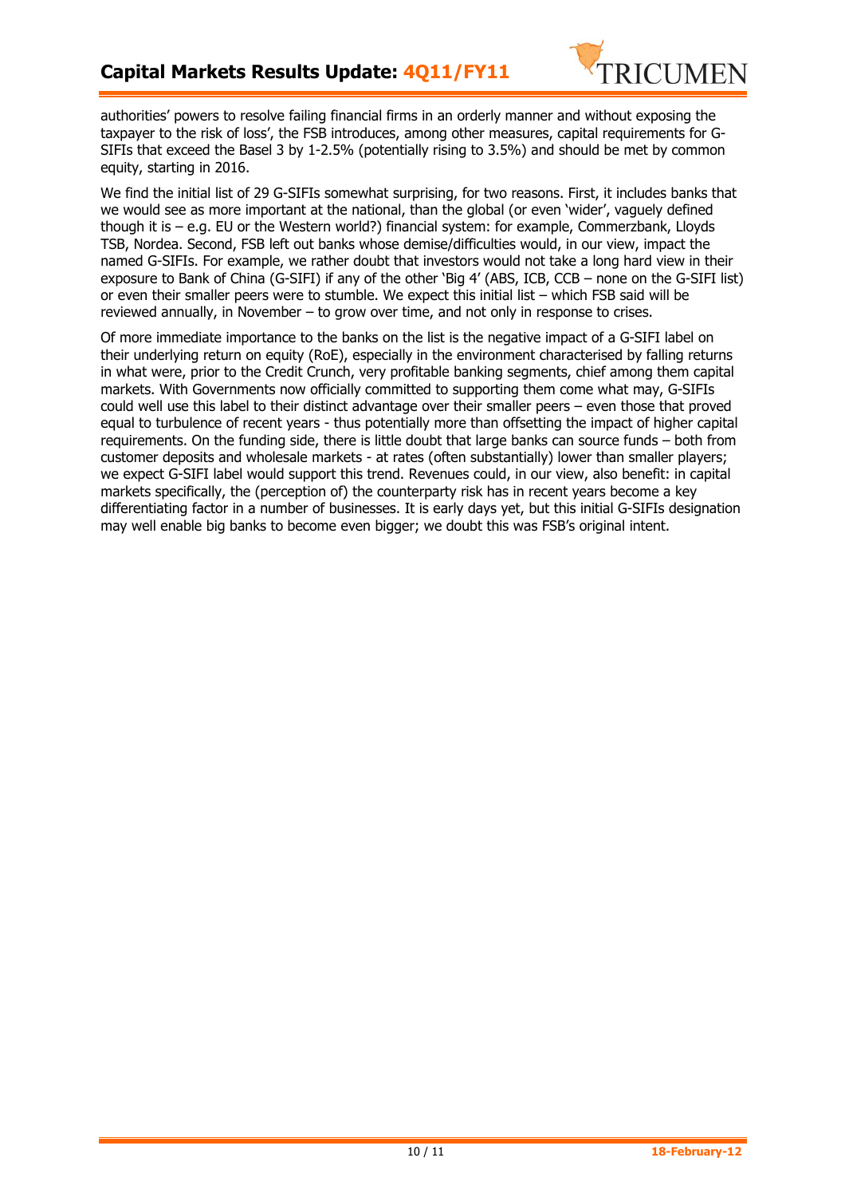authorities' powers to resolve failing financial firms in an orderly manner and without exposing the taxpayer to the risk of loss', the FSB introduces, among other measures, capital requirements for G-SIFIs that exceed the Basel 3 by 1-2.5% (potentially rising to 3.5%) and should be met by common equity, starting in 2016.

We find the initial list of 29 G-SIFIs somewhat surprising, for two reasons. First, it includes banks that we would see as more important at the national, than the global (or even 'wider', vaguely defined though it is – e.g. EU or the Western world?) financial system: for example, Commerzbank, Lloyds TSB, Nordea. Second, FSB left out banks whose demise/difficulties would, in our view, impact the named G-SIFIs. For example, we rather doubt that investors would not take a long hard view in their exposure to Bank of China (G-SIFI) if any of the other 'Big 4' (ABS, ICB, CCB – none on the G-SIFI list) or even their smaller peers were to stumble. We expect this initial list – which FSB said will be reviewed annually, in November – to grow over time, and not only in response to crises.

Of more immediate importance to the banks on the list is the negative impact of a G-SIFI label on their underlying return on equity (RoE), especially in the environment characterised by falling returns in what were, prior to the Credit Crunch, very profitable banking segments, chief among them capital markets. With Governments now officially committed to supporting them come what may, G-SIFIs could well use this label to their distinct advantage over their smaller peers – even those that proved equal to turbulence of recent years - thus potentially more than offsetting the impact of higher capital requirements. On the funding side, there is little doubt that large banks can source funds – both from customer deposits and wholesale markets - at rates (often substantially) lower than smaller players; we expect G-SIFI label would support this trend. Revenues could, in our view, also benefit: in capital markets specifically, the (perception of) the counterparty risk has in recent years become a key differentiating factor in a number of businesses. It is early days yet, but this initial G-SIFIs designation may well enable big banks to become even bigger; we doubt this was FSB's original intent.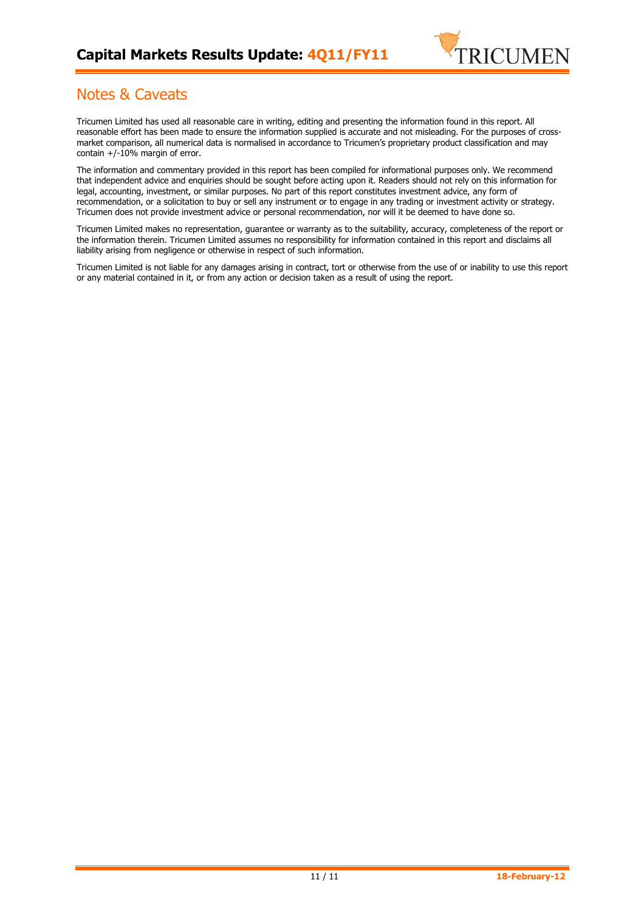## Notes & Caveats

Tricumen Limited has used all reasonable care in writing, editing and presenting the information found in this report. All reasonable effort has been made to ensure the information supplied is accurate and not misleading. For the purposes of cross-market comparison, all numerical data is normalised in accordance to Tricumen's proprietary product classification and may contain +/-10% margin of error.

The information and commentary provided in this report has been compiled for informational purposes only. We recommend that independent advice and enquiries should be sought before acting upon it. Readers should not rely on this information for legal, accounting, investment, or similar purposes. No part of this report constitutes investment advice, any form of recommendation, or a solicitation to buy or sell any instrument or to engage in any trading or investment activity or strategy. Tricumen does not provide investment advice or personal recommendation, nor will it be deemed to have done so.

Tricumen Limited makes no representation, guarantee or warranty as to the suitability, accuracy, completeness of the report or the information therein. Tricumen Limited assumes no responsibility for information contained in this report and disclaims all liability arising from negligence or otherwise in respect of such information.

Tricumen Limited is not liable for any damages arising in contract, tort or otherwise from the use of or inability to use this report or any material contained in it, or from any action or decision taken as a result of using the report.